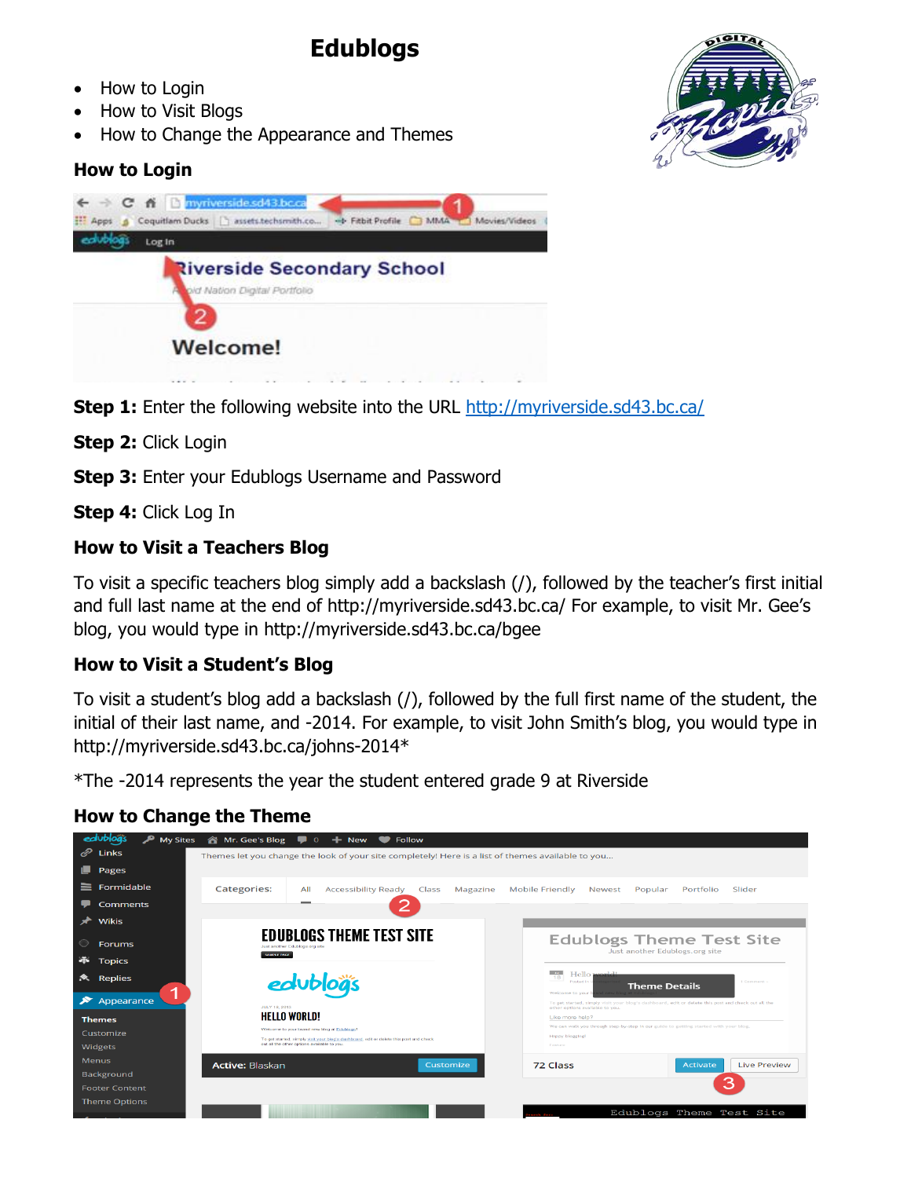# Edublogs

- How to Login
- How to Visit Blogs
- How to Change the Appearance and Themes

## How to Login

**Step 1:** Enter the following website into the URL http://myriverside.sd43.bc.ca/

**Step 2:** Click Login

**Step 3:** Enter your Edublogs Username and Password

**Step 4:** Click Log In

## How to Visit a Teachers Blog

To visit a specific teachers blog simply add a backslash (/), followed by the teacher's first initial and full last name at the end of http://myriverside.sd43.bc.ca/ For example, to visit Mr. Gee's blog, you would type in http://myriverside.sd43.bc.ca/bgee

## How to Visit a Student's Blog

To visit a student's blog add a backslash (/), followed by the full first name of the student, the initial of their last name, and -2014. For example, to visit John Smith's blog, you would type in http://myriverside.sd43.bc.ca/johns-2014*

*The -2014 represents the year the student entered grade 9 at Riverside

## How to Change the Theme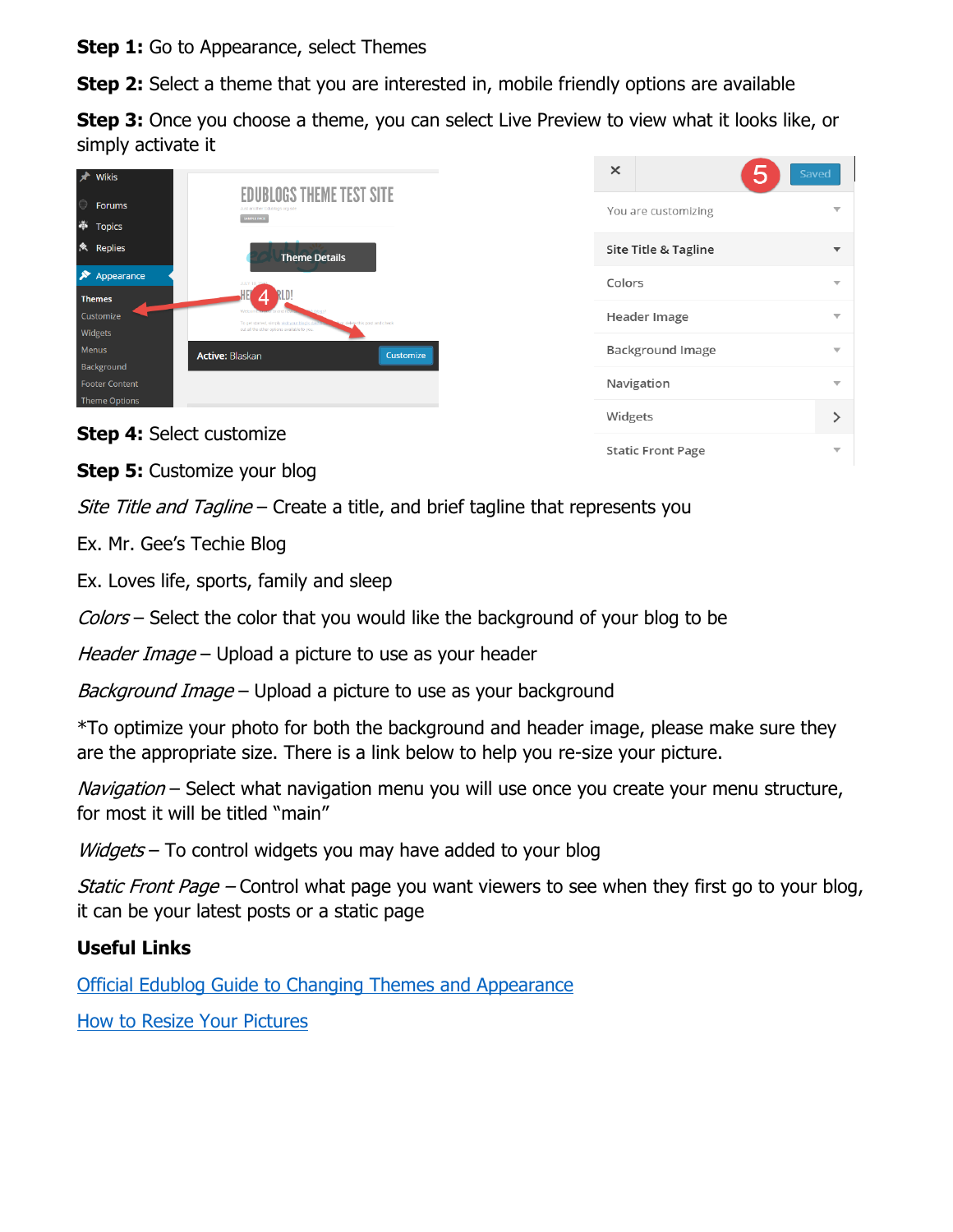**Step 1:** Go to Appearance, select Themes

**Step 2:** Select a theme that you are interested in, mobile friendly options are available

**Step 3:** Once you choose a theme, you can select Live Preview to view what it looks like, or simply activate it

**Step 4:** Select customize

**Step 5:** Customize your blog

*Site Title and Tagline* – Create a title, and brief tagline that represents you

Ex. Mr. Gee's Techie Blog

Ex. Loves life, sports, family and sleep

*Colors* – Select the color that you would like the background of your blog to be

*Header Image* – Upload a picture to use as your header

*Background Image* – Upload a picture to use as your background

*To optimize your photo for both the background and header image, please make sure they are the appropriate size. There is a link below to help you re-size your picture.

*Navigation* – Select what navigation menu you will use once you create your menu structure, for most it will be titled "main"

*Widgets* – To control widgets you may have added to your blog

*Static Front Page* – Control what page you want viewers to see when they first go to your blog, it can be your latest posts or a static page

**Useful Links**

Official Edublog Guide to Changing Themes and Appearance

How to Resize Your Pictures